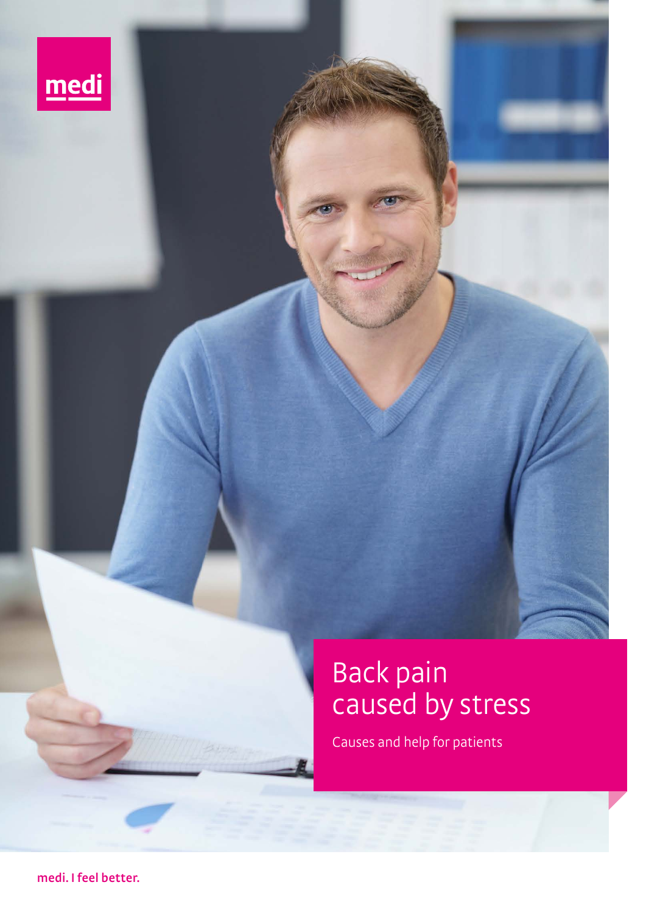medi

# Back pain caused by stress

Causes and help for patients

medi. I feel better.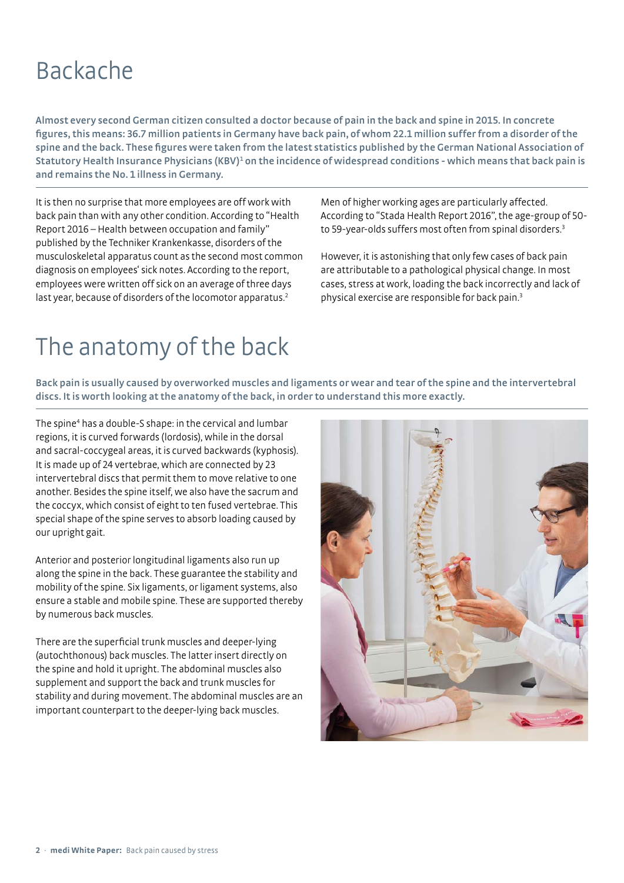# Backache

**Almost every second German citizen consulted a doctor because of pain in the back and spine in 2015. In concrete figures, this means: 36.7 million patients in Germany have back pain, of whom 22.1 million suffer from a disorder of the spine and the back. These figures were taken from the latest statistics published by the German National Association of Statutory Health Insurance Physicians (KBV)[1] on the incidence of widespread conditions - which means that back pain is and remains the No. 1 illness in Germany.**

It is then no surprise that more employees are off work with back pain than with any other condition. According to "Health Report 2016 – Health between occupation and family" published by the Techniker Krankenkasse, disorders of the musculoskeletal apparatus count as the second most common diagnosis on employees' sick notes. According to the report, employees were written off sick on an average of three days last year, because of disorders of the locomotor apparatus.[2]

Men of higher working ages are particularly affected. According to "Stada Health Report 2016", the age-group of 50- to 59-year-olds suffers most often from spinal disorders.[3]

However, it is astonishing that only few cases of back pain are attributable to a pathological physical change. In most cases, stress at work, loading the back incorrectly and lack of physical exercise are responsible for back pain.[3]

# The anatomy of the back

**Back pain is usually caused by overworked muscles and ligaments or wear and tear of the spine and the intervertebral discs. It is worth looking at the anatomy of the back, in order to understand this more exactly.**

The spine[4] has a double-S shape: in the cervical and lumbar regions, it is curved forwards (lordosis), while in the dorsal and sacral-coccygeal areas, it is curved backwards (kyphosis). It is made up of 24 vertebrae, which are connected by 23 intervertebral discs that permit them to move relative to one another. Besides the spine itself, we also have the sacrum and the coccyx, which consist of eight to ten fused vertebrae. This special shape of the spine serves to absorb loading caused by our upright gait.

Anterior and posterior longitudinal ligaments also run up along the spine in the back. These guarantee the stability and mobility of the spine. Six ligaments, or ligament systems, also ensure a stable and mobile spine. These are supported thereby by numerous back muscles.

There are the superficial trunk muscles and deeper-lying (autochthonous) back muscles. The latter insert directly on the spine and hold it upright. The abdominal muscles also supplement and support the back and trunk muscles for stability and during movement. The abdominal muscles are an important counterpart to the deeper-lying back muscles.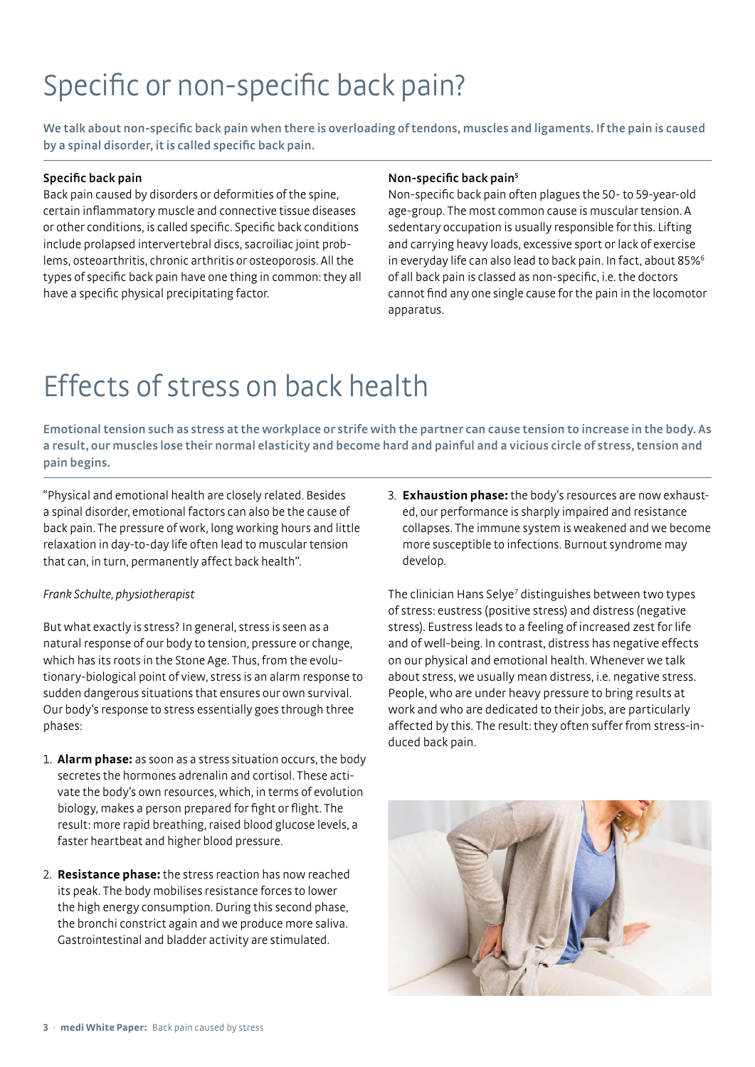# Specific or non-specific back pain?

**We talk about non-specific back pain when there is overloading of tendons, muscles and ligaments. If the pain is caused by a spinal disorder, it is called specific back pain.**

### Specific back pain

Back pain caused by disorders or deformities of the spine, certain inflammatory muscle and connective tissue diseases or other conditions, is called specific. Specific back conditions include prolapsed intervertebral discs, sacroiliac joint problems, osteoarthritis, chronic arthritis or osteoporosis. All the types of specific back pain have one thing in common: they all have a specific physical precipitating factor.

### Non-specific back pain[5]

Non-specific back pain often plagues the 50- to 59-year-old age-group. The most common cause is muscular tension. A sedentary occupation is usually responsible for this. Lifting and carrying heavy loads, excessive sport or lack of exercise in everyday life can also lead to back pain. In fact, about 85%[6] of all back pain is classed as non-specific, i.e. the doctors cannot find any one single cause for the pain in the locomotor apparatus.

# Effects of stress on back health

**Emotional tension such as stress at the workplace or strife with the partner can cause tension to increase in the body. As a result, our muscles lose their normal elasticity and become hard and painful and a vicious circle of stress, tension and pain begins.**

"Physical and emotional health are closely related. Besides a spinal disorder, emotional factors can also be the cause of back pain. The pressure of work, long working hours and little relaxation in day-to-day life often lead to muscular tension that can, in turn, permanently affect back health".

*Frank Schulte, physiotherapist*

But what exactly is stress? In general, stress is seen as a natural response of our body to tension, pressure or change, which has its roots in the Stone Age. Thus, from the evolutionary-biological point of view, stress is an alarm response to sudden dangerous situations that ensures our own survival. Our body's response to stress essentially goes through three phases:

1. **Alarm phase:** as soon as a stress situation occurs, the body secretes the hormones adrenalin and cortisol. These activate the body's own resources, which, in terms of evolution biology, makes a person prepared for fight or flight. The result: more rapid breathing, raised blood glucose levels, a faster heartbeat and higher blood pressure.
2. **Resistance phase:** the stress reaction has now reached its peak. The body mobilises resistance forces to lower the high energy consumption. During this second phase, the bronchi constrict again and we produce more saliva. Gastrointestinal and bladder activity are stimulated.
3. **Exhaustion phase:** the body's resources are now exhausted, our performance is sharply impaired and resistance collapses. The immune system is weakened and we become more susceptible to infections. Burnout syndrome may develop.

The clinician Hans Selye[7] distinguishes between two types of stress: eustress (positive stress) and distress (negative stress). Eustress leads to a feeling of increased zest for life and of well-being. In contrast, distress has negative effects on our physical and emotional health. Whenever we talk about stress, we usually mean distress, i.e. negative stress. People, who are under heavy pressure to bring results at work and who are dedicated to their jobs, are particularly affected by this. The result: they often suffer from stress-induced back pain.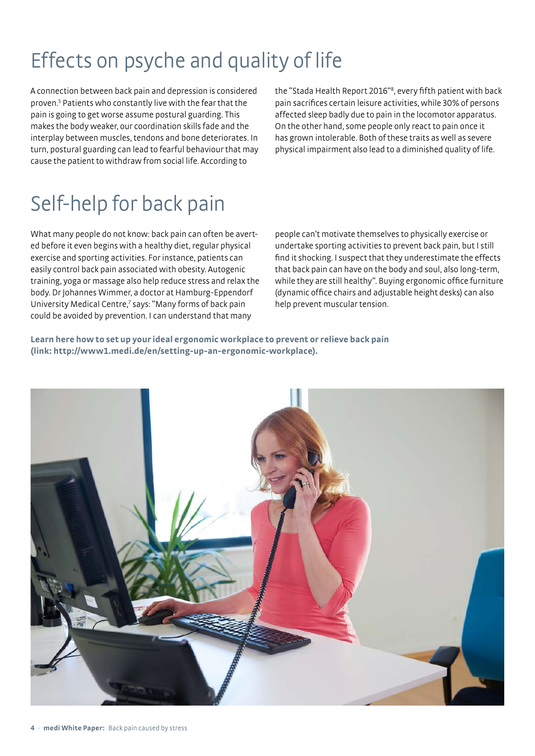# Effects on psyche and quality of life

A connection between back pain and depression is considered proven.[5] Patients who constantly live with the fear that the pain is going to get worse assume postural guarding. This makes the body weaker, our coordination skills fade and the interplay between muscles, tendons and bone deteriorates. In turn, postural guarding can lead to fearful behaviour that may cause the patient to withdraw from social life. According to the "Stada Health Report 2016"[8], every fifth patient with back pain sacrifices certain leisure activities, while 30% of persons affected sleep badly due to pain in the locomotor apparatus. On the other hand, some people only react to pain once it has grown intolerable. Both of these traits as well as severe physical impairment also lead to a diminished quality of life.

# Self-help for back pain

What many people do not know: back pain can often be averted before it even begins with a healthy diet, regular physical exercise and sporting activities. For instance, patients can easily control back pain associated with obesity. Autogenic training, yoga or massage also help reduce stress and relax the body. Dr Johannes Wimmer, a doctor at Hamburg-Eppendorf University Medical Centre,[7] says: "Many forms of back pain could be avoided by prevention. I can understand that many people can't motivate themselves to physically exercise or undertake sporting activities to prevent back pain, but I still find it shocking. I suspect that they underestimate the effects that back pain can have on the body and soul, also long-term, while they are still healthy". Buying ergonomic office furniture (dynamic office chairs and adjustable height desks) can also help prevent muscular tension.

**Learn here how to set up your ideal ergonomic workplace to prevent or relieve back pain (link: http://www1.medi.de/en/setting-up-an-ergonomic-workplace).**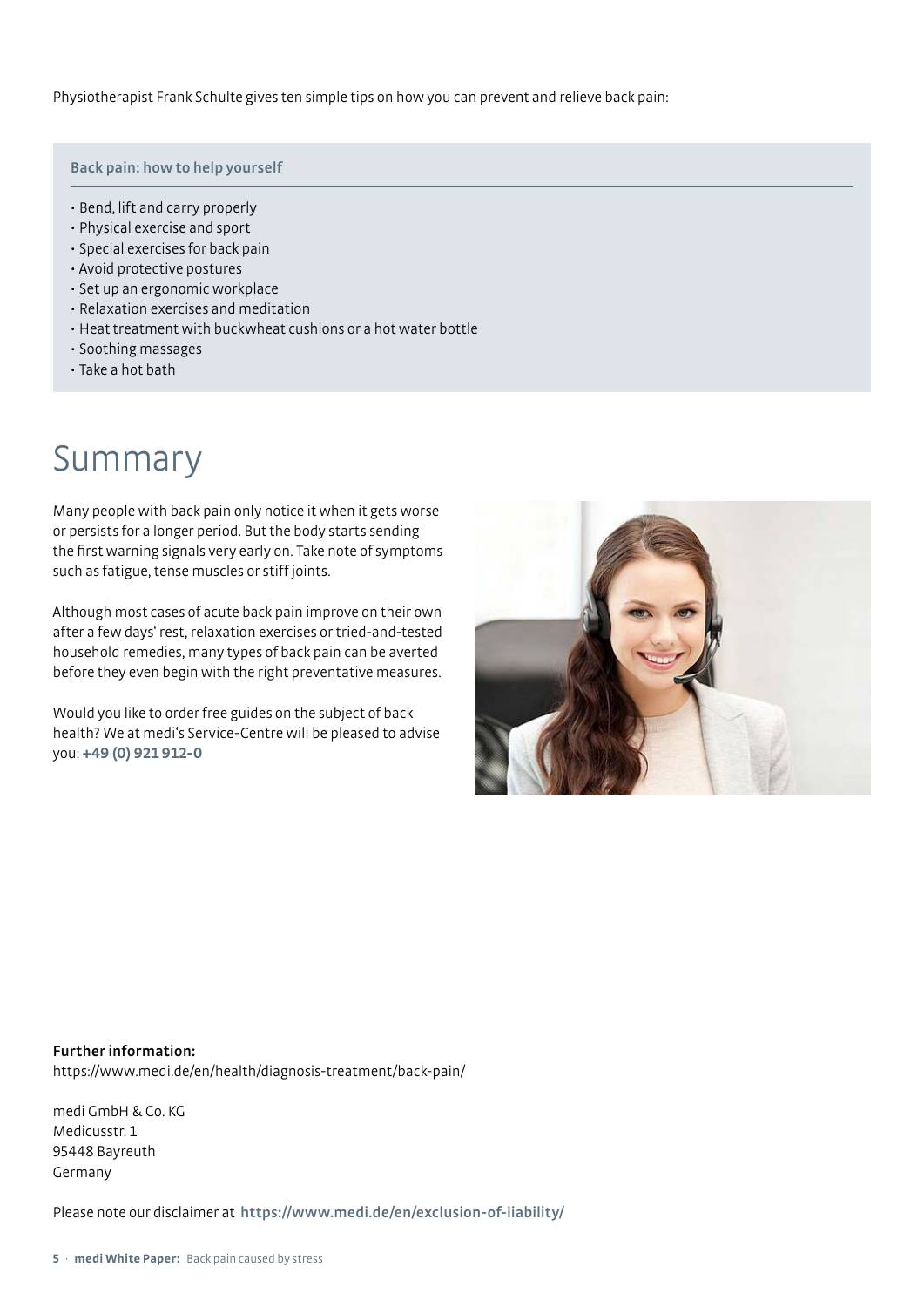Physiotherapist Frank Schulte gives ten simple tips on how you can prevent and relieve back pain:

**Back pain: how to help yourself**

- Bend, lift and carry properly
- Physical exercise and sport
- Special exercises for back pain
- Avoid protective postures
- Set up an ergonomic workplace
- Relaxation exercises and meditation
- Heat treatment with buckwheat cushions or a hot water bottle
- Soothing massages
- Take a hot bath

# Summary

Many people with back pain only notice it when it gets worse or persists for a longer period. But the body starts sending the first warning signals very early on. Take note of symptoms such as fatigue, tense muscles or stiff joints.

Although most cases of acute back pain improve on their own after a few days' rest, relaxation exercises or tried-and-tested household remedies, many types of back pain can be averted before they even begin with the right preventative measures.

Would you like to order free guides on the subject of back health? We at medi's Service-Centre will be pleased to advise you: **+49 (0) 921 912-0**

**Further information:**
https://www.medi.de/en/health/diagnosis-treatment/back-pain/

medi GmbH & Co. KG
Medicusstr. 1
95448 Bayreuth
Germany

Please note our disclaimer at **https://www.medi.de/en/exclusion-of-liability/**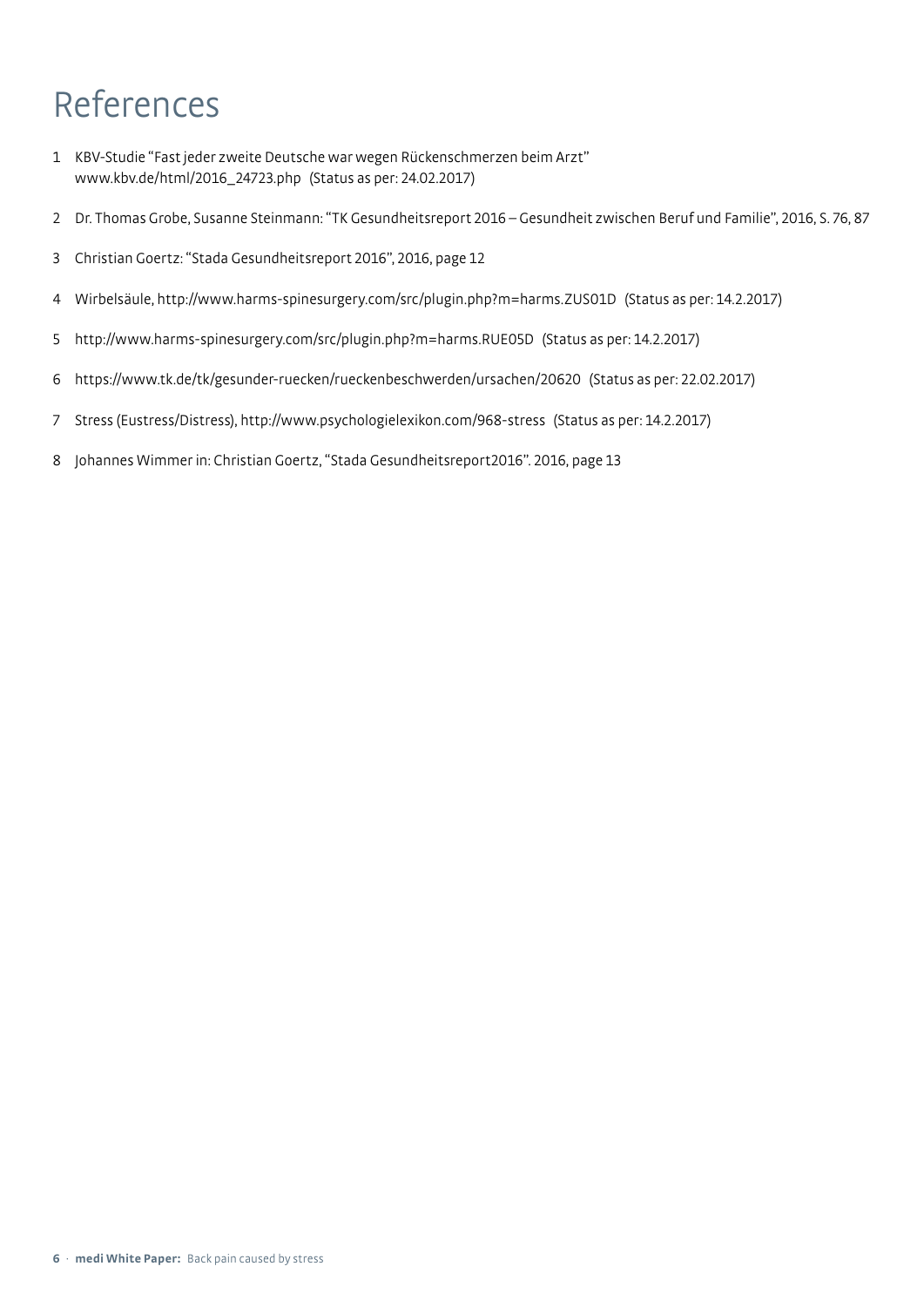# References

1. KBV-Studie "Fast jeder zweite Deutsche war wegen Rückenschmerzen beim Arzt" www.kbv.de/html/2016_24723.php (Status as per: 24.02.2017)
2. Dr. Thomas Grobe, Susanne Steinmann: "TK Gesundheitsreport 2016 – Gesundheit zwischen Beruf und Familie", 2016, S. 76, 87
3. Christian Goertz: "Stada Gesundheitsreport 2016", 2016, page 12
4. Wirbelsäule, http://www.harms-spinesurgery.com/src/plugin.php?m=harms.ZUS01D (Status as per: 14.2.2017)
5. http://www.harms-spinesurgery.com/src/plugin.php?m=harms.RUE05D (Status as per: 14.2.2017)
6. https://www.tk.de/tk/gesunder-ruecken/rueckenbeschwerden/ursachen/20620 (Status as per: 22.02.2017)
7. Stress (Eustress/Distress), http://www.psychologielexikon.com/968-stress (Status as per: 14.2.2017)
8. Johannes Wimmer in: Christian Goertz, "Stada Gesundheitsreport2016". 2016, page 13